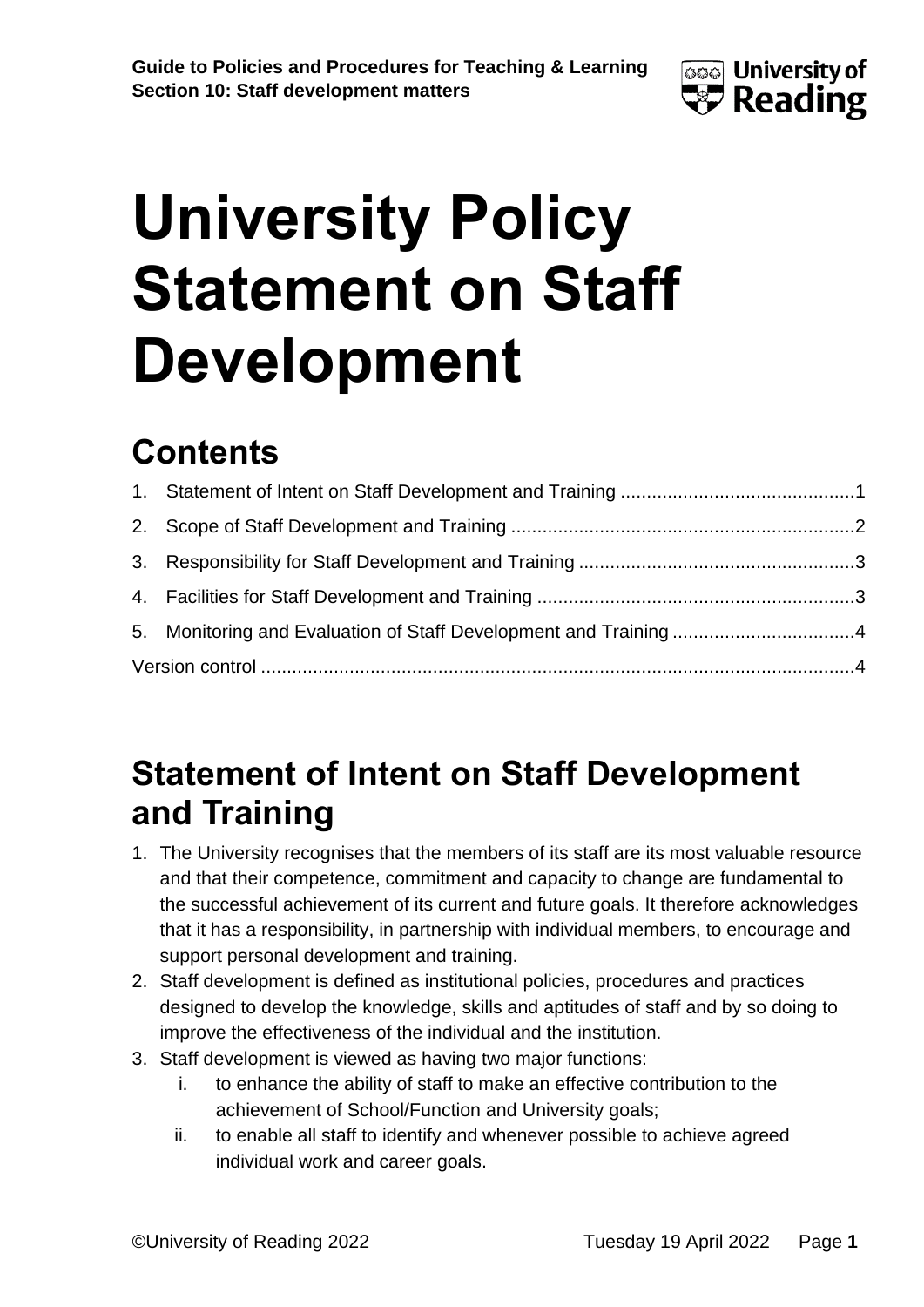# University Policy Statement on Staff Development

## Contents

1. Statement of Intent on Staff Development and Training ............................................1
2. Scope of Staff Development and Training ..................................................................2
3. Responsibility for Staff Development and Training .....................................................3
4. Facilities for Staff Development and Training .............................................................3
5. Monitoring and Evaluation of Staff Development and Training ...................................4

Version control ..................................................................................................................4

## Statement of Intent on Staff Development and Training

1. The University recognises that the members of its staff are its most valuable resource and that their competence, commitment and capacity to change are fundamental to the successful achievement of its current and future goals. It therefore acknowledges that it has a responsibility, in partnership with individual members, to encourage and support personal development and training.
2. Staff development is defined as institutional policies, procedures and practices designed to develop the knowledge, skills and aptitudes of staff and by so doing to improve the effectiveness of the individual and the institution.
3. Staff development is viewed as having two major functions:
   i. to enhance the ability of staff to make an effective contribution to the achievement of School/Function and University goals;
   ii. to enable all staff to identify and whenever possible to achieve agreed individual work and career goals.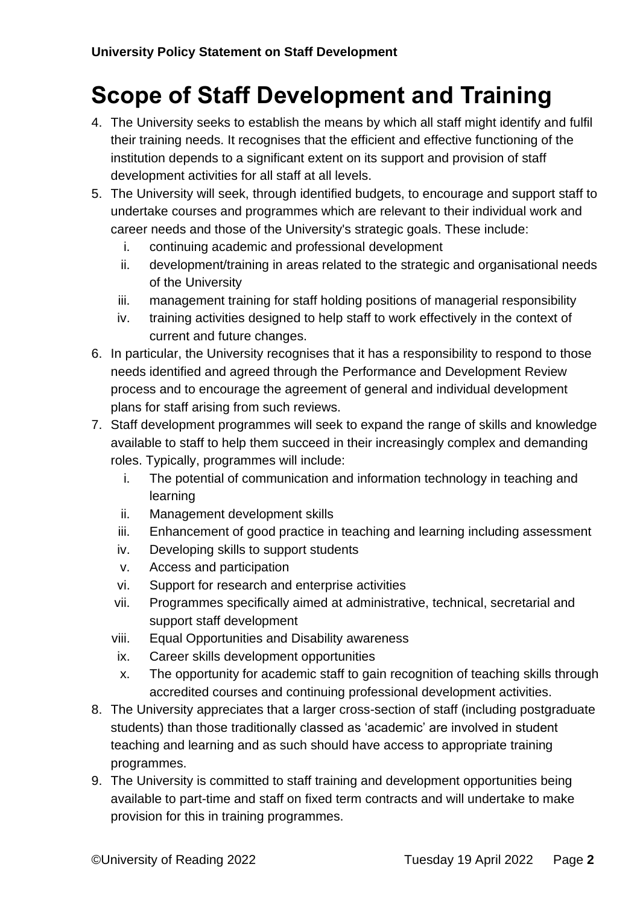# Scope of Staff Development and Training

4. The University seeks to establish the means by which all staff might identify and fulfil their training needs. It recognises that the efficient and effective functioning of the institution depends to a significant extent on its support and provision of staff development activities for all staff at all levels.
5. The University will seek, through identified budgets, to encourage and support staff to undertake courses and programmes which are relevant to their individual work and career needs and those of the University's strategic goals. These include:
   i. continuing academic and professional development
   ii. development/training in areas related to the strategic and organisational needs of the University
   iii. management training for staff holding positions of managerial responsibility
   iv. training activities designed to help staff to work effectively in the context of current and future changes.
6. In particular, the University recognises that it has a responsibility to respond to those needs identified and agreed through the Performance and Development Review process and to encourage the agreement of general and individual development plans for staff arising from such reviews.
7. Staff development programmes will seek to expand the range of skills and knowledge available to staff to help them succeed in their increasingly complex and demanding roles. Typically, programmes will include:
   i. The potential of communication and information technology in teaching and learning
   ii. Management development skills
   iii. Enhancement of good practice in teaching and learning including assessment
   iv. Developing skills to support students
   v. Access and participation
   vi. Support for research and enterprise activities
   vii. Programmes specifically aimed at administrative, technical, secretarial and support staff development
   viii. Equal Opportunities and Disability awareness
   ix. Career skills development opportunities
   x. The opportunity for academic staff to gain recognition of teaching skills through accredited courses and continuing professional development activities.
8. The University appreciates that a larger cross-section of staff (including postgraduate students) than those traditionally classed as 'academic' are involved in student teaching and learning and as such should have access to appropriate training programmes.
9. The University is committed to staff training and development opportunities being available to part-time and staff on fixed term contracts and will undertake to make provision for this in training programmes.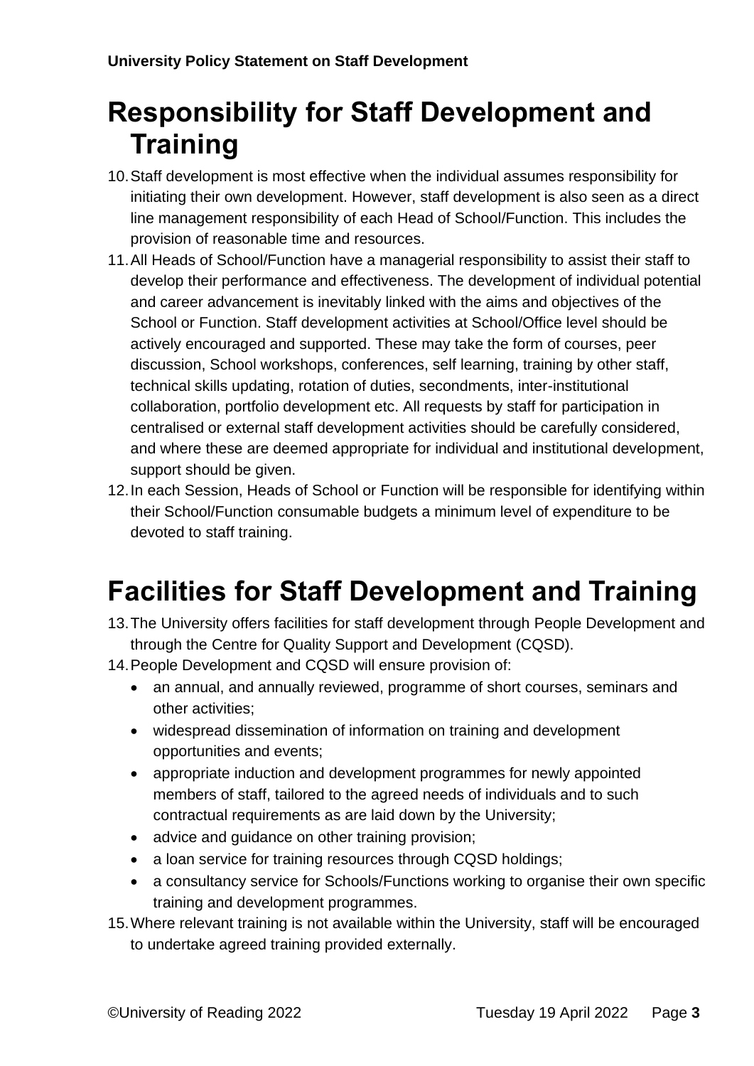# Responsibility for Staff Development and Training

10. Staff development is most effective when the individual assumes responsibility for initiating their own development. However, staff development is also seen as a direct line management responsibility of each Head of School/Function. This includes the provision of reasonable time and resources.
11. All Heads of School/Function have a managerial responsibility to assist their staff to develop their performance and effectiveness. The development of individual potential and career advancement is inevitably linked with the aims and objectives of the School or Function. Staff development activities at School/Office level should be actively encouraged and supported. These may take the form of courses, peer discussion, School workshops, conferences, self learning, training by other staff, technical skills updating, rotation of duties, secondments, inter-institutional collaboration, portfolio development etc. All requests by staff for participation in centralised or external staff development activities should be carefully considered, and where these are deemed appropriate for individual and institutional development, support should be given.
12. In each Session, Heads of School or Function will be responsible for identifying within their School/Function consumable budgets a minimum level of expenditure to be devoted to staff training.

# Facilities for Staff Development and Training

13. The University offers facilities for staff development through People Development and through the Centre for Quality Support and Development (CQSD).
14. People Development and CQSD will ensure provision of:
    - an annual, and annually reviewed, programme of short courses, seminars and other activities;
    - widespread dissemination of information on training and development opportunities and events;
    - appropriate induction and development programmes for newly appointed members of staff, tailored to the agreed needs of individuals and to such contractual requirements as are laid down by the University;
    - advice and guidance on other training provision;
    - a loan service for training resources through CQSD holdings;
    - a consultancy service for Schools/Functions working to organise their own specific training and development programmes.
15. Where relevant training is not available within the University, staff will be encouraged to undertake agreed training provided externally.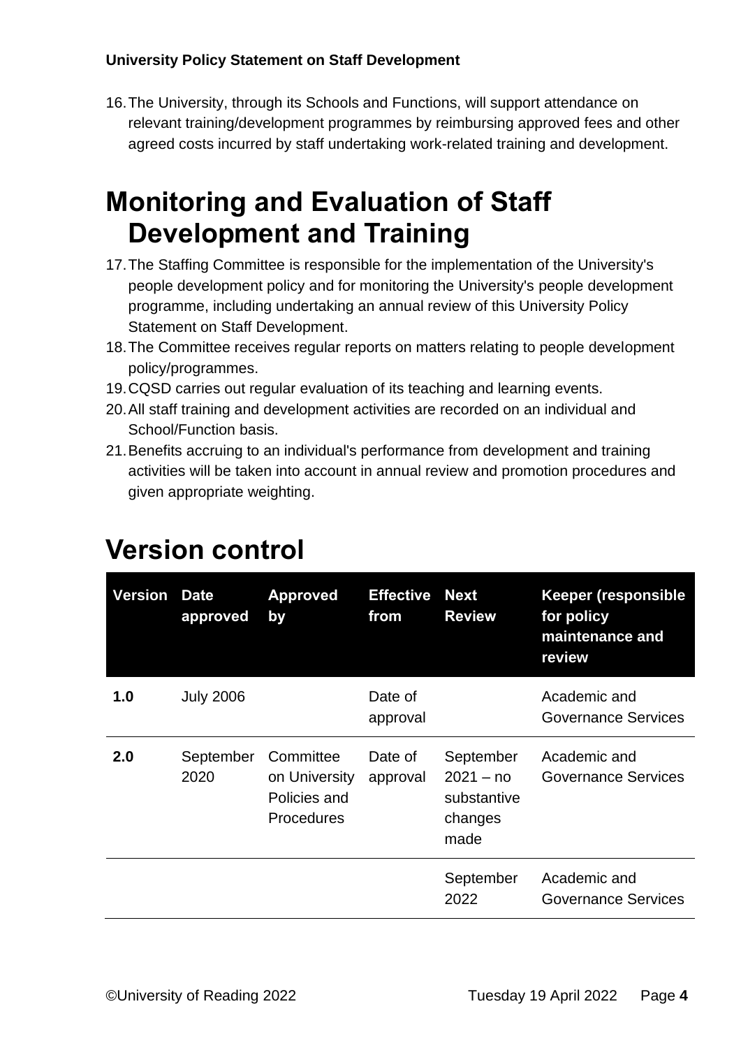16. The University, through its Schools and Functions, will support attendance on relevant training/development programmes by reimbursing approved fees and other agreed costs incurred by staff undertaking work-related training and development.

## Monitoring and Evaluation of Staff Development and Training

17. The Staffing Committee is responsible for the implementation of the University's people development policy and for monitoring the University's people development programme, including undertaking an annual review of this University Policy Statement on Staff Development.
18. The Committee receives regular reports on matters relating to people development policy/programmes.
19. CQSD carries out regular evaluation of its teaching and learning events.
20. All staff training and development activities are recorded on an individual and School/Function basis.
21. Benefits accruing to an individual's performance from development and training activities will be taken into account in annual review and promotion procedures and given appropriate weighting.

## Version control

| Version | Date approved | Approved by | Effective from | Next Review | Keeper (responsible for policy maintenance and review |
|---|---|---|---|---|---|
| **1.0** | July 2006 | | Date of approval | | Academic and Governance Services |
| **2.0** | September 2020 | Committee on University Policies and Procedures | Date of approval | September 2021 – no substantive changes made | Academic and Governance Services |
| | | | | September 2022 | Academic and Governance Services |